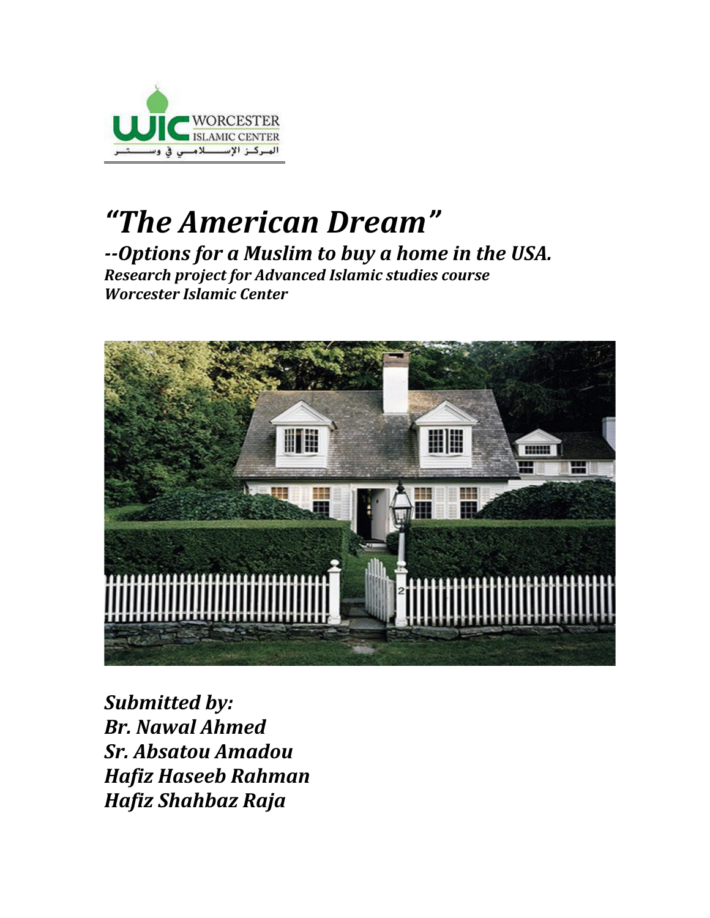WORCESTER ISLAMIC CENTER

المركز الإسلامي في وستر

# *"The American Dream"*

### *--Options for a Muslim to buy a home in the USA.*

***Research project for Advanced Islamic studies course***
***Worcester Islamic Center***

***Submitted by:***
***Br. Nawal Ahmed***
***Sr. Absatou Amadou***
***Hafiz Haseeb Rahman***
***Hafiz Shahbaz Raja***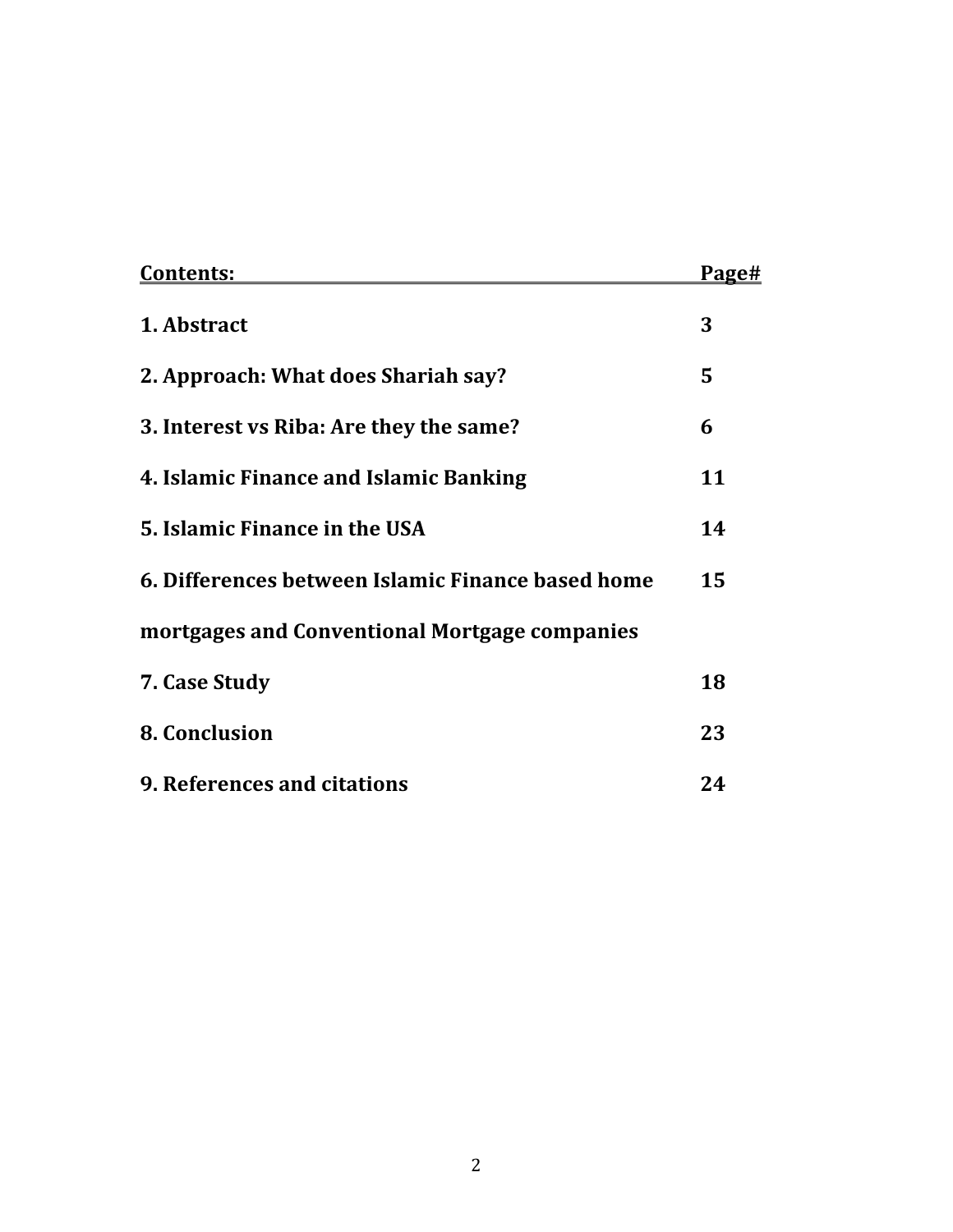| Contents: | Page# |
|---|---|
| **1. Abstract** | **3** |
| **2. Approach: What does Shariah say?** | **5** |
| **3. Interest vs Riba: Are they the same?** | **6** |
| **4. Islamic Finance and Islamic Banking** | **11** |
| **5. Islamic Finance in the USA** | **14** |
| **6. Differences between Islamic Finance based home mortgages and Conventional Mortgage companies** | **15** |
| **7. Case Study** | **18** |
| **8. Conclusion** | **23** |
| **9. References and citations** | **24** |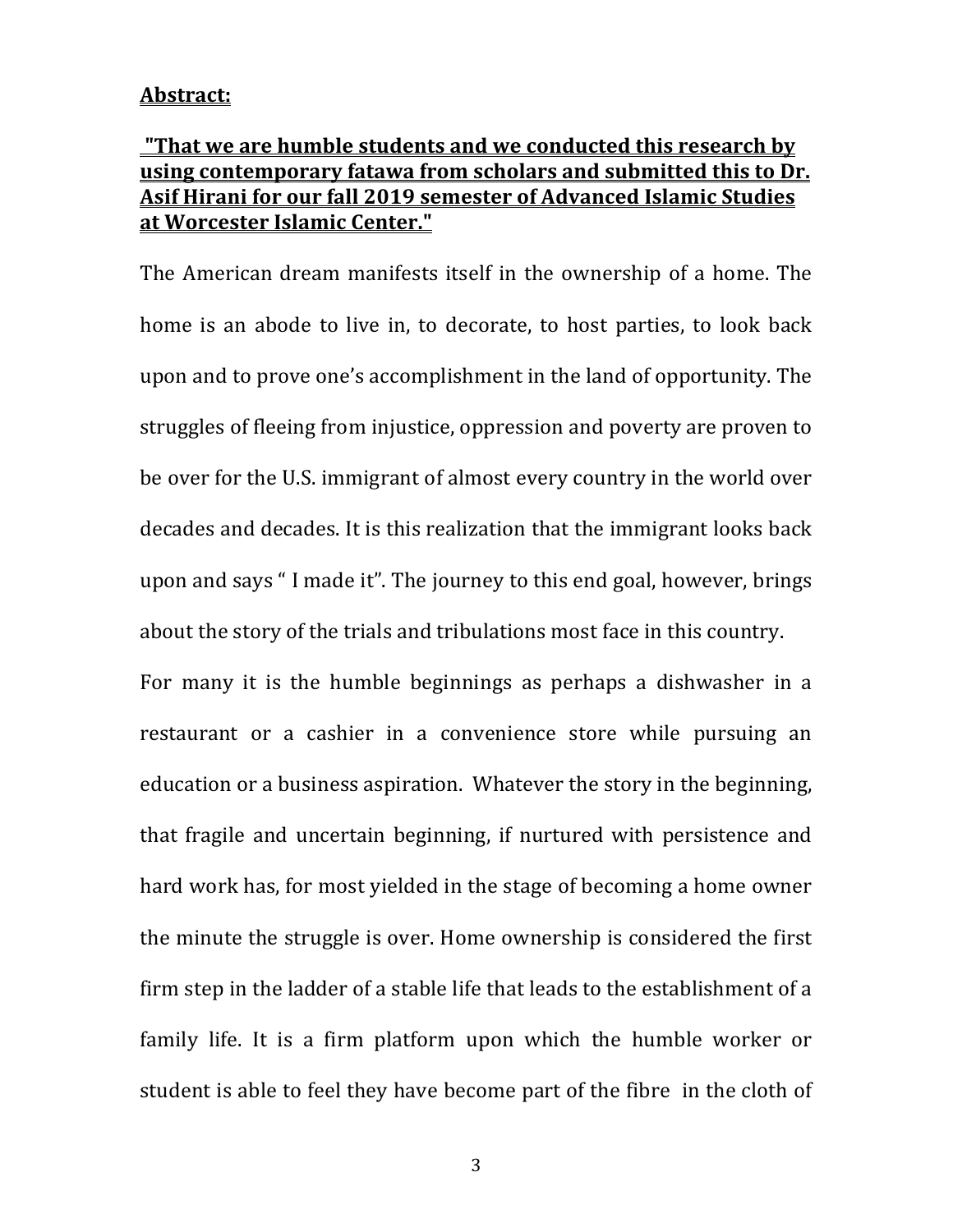**Abstract:**

**"That we are humble students and we conducted this research by using contemporary fatawa from scholars and submitted this to Dr. Asif Hirani for our fall 2019 semester of Advanced Islamic Studies at Worcester Islamic Center."**

The American dream manifests itself in the ownership of a home. The home is an abode to live in, to decorate, to host parties, to look back upon and to prove one's accomplishment in the land of opportunity. The struggles of fleeing from injustice, oppression and poverty are proven to be over for the U.S. immigrant of almost every country in the world over decades and decades. It is this realization that the immigrant looks back upon and says " I made it". The journey to this end goal, however, brings about the story of the trials and tribulations most face in this country.

For many it is the humble beginnings as perhaps a dishwasher in a restaurant or a cashier in a convenience store while pursuing an education or a business aspiration. Whatever the story in the beginning, that fragile and uncertain beginning, if nurtured with persistence and hard work has, for most yielded in the stage of becoming a home owner the minute the struggle is over. Home ownership is considered the first firm step in the ladder of a stable life that leads to the establishment of a family life. It is a firm platform upon which the humble worker or student is able to feel they have become part of the fibre in the cloth of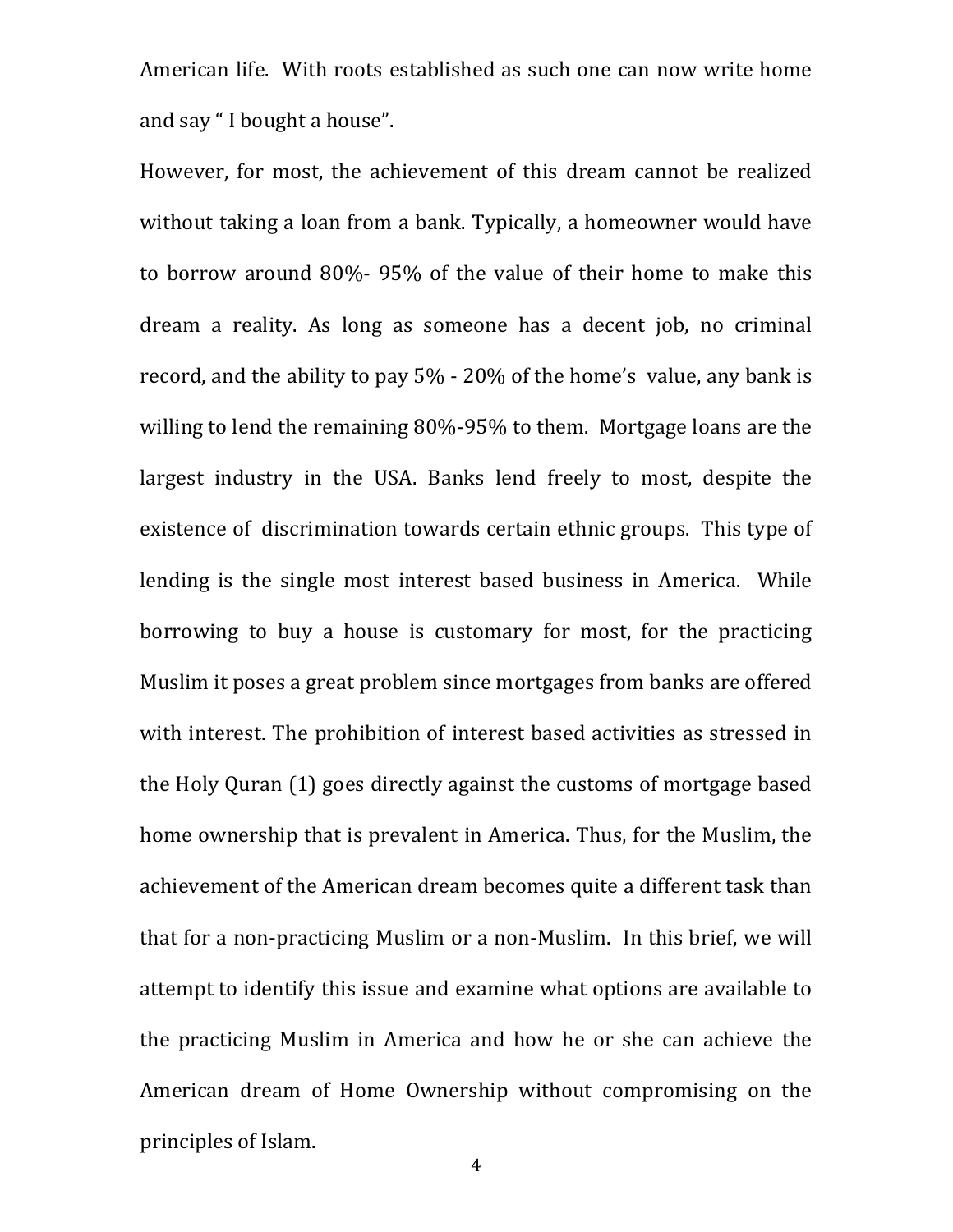American life. With roots established as such one can now write home and say " I bought a house".

However, for most, the achievement of this dream cannot be realized without taking a loan from a bank. Typically, a homeowner would have to borrow around 80%- 95% of the value of their home to make this dream a reality. As long as someone has a decent job, no criminal record, and the ability to pay 5% - 20% of the home's value, any bank is willing to lend the remaining 80%-95% to them. Mortgage loans are the largest industry in the USA. Banks lend freely to most, despite the existence of discrimination towards certain ethnic groups. This type of lending is the single most interest based business in America. While borrowing to buy a house is customary for most, for the practicing Muslim it poses a great problem since mortgages from banks are offered with interest. The prohibition of interest based activities as stressed in the Holy Quran (1) goes directly against the customs of mortgage based home ownership that is prevalent in America. Thus, for the Muslim, the achievement of the American dream becomes quite a different task than that for a non-practicing Muslim or a non-Muslim. In this brief, we will attempt to identify this issue and examine what options are available to the practicing Muslim in America and how he or she can achieve the American dream of Home Ownership without compromising on the principles of Islam.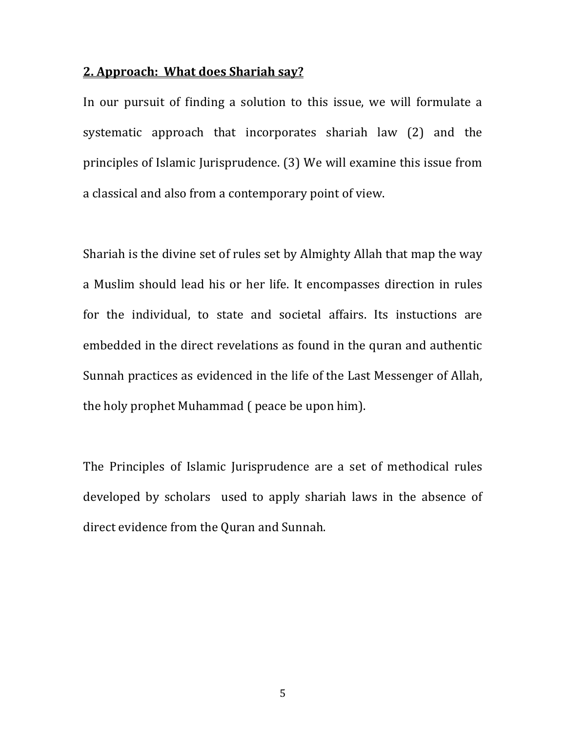## 2. Approach: What does Shariah say?

In our pursuit of finding a solution to this issue, we will formulate a systematic approach that incorporates shariah law (2) and the principles of Islamic Jurisprudence. (3) We will examine this issue from a classical and also from a contemporary point of view.

Shariah is the divine set of rules set by Almighty Allah that map the way a Muslim should lead his or her life. It encompasses direction in rules for the individual, to state and societal affairs. Its instuctions are embedded in the direct revelations as found in the quran and authentic Sunnah practices as evidenced in the life of the Last Messenger of Allah, the holy prophet Muhammad ( peace be upon him).

The Principles of Islamic Jurisprudence are a set of methodical rules developed by scholars used to apply shariah laws in the absence of direct evidence from the Quran and Sunnah.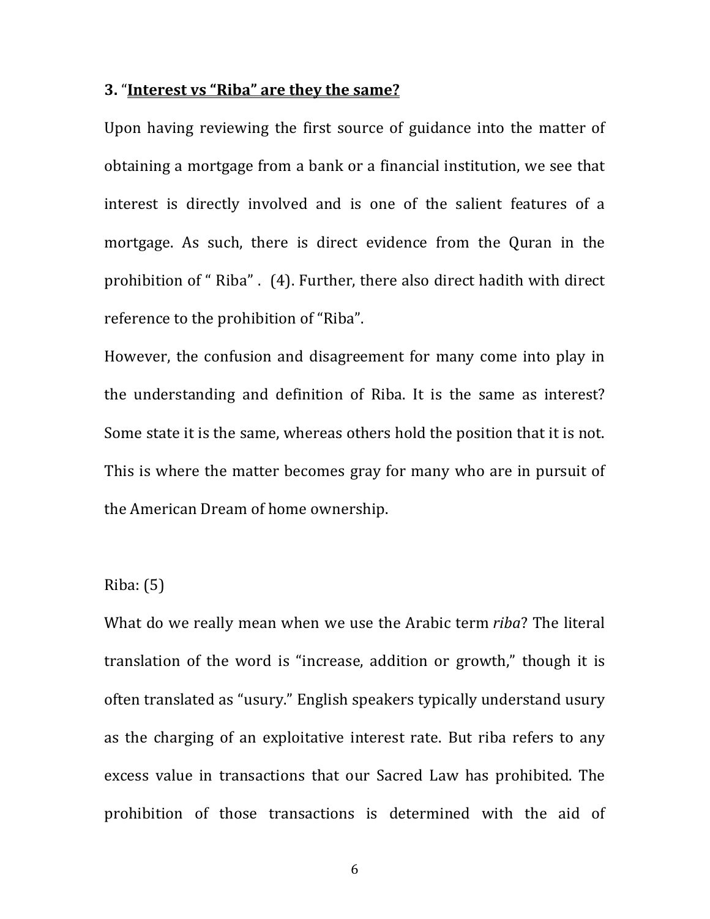### 3. "**Interest vs "Riba" are they the same?**

Upon having reviewing the first source of guidance into the matter of obtaining a mortgage from a bank or a financial institution, we see that interest is directly involved and is one of the salient features of a mortgage. As such, there is direct evidence from the Quran in the prohibition of " Riba" . (4). Further, there also direct hadith with direct reference to the prohibition of "Riba".

However, the confusion and disagreement for many come into play in the understanding and definition of Riba. It is the same as interest? Some state it is the same, whereas others hold the position that it is not. This is where the matter becomes gray for many who are in pursuit of the American Dream of home ownership.

Riba: (5)

What do we really mean when we use the Arabic term *riba*? The literal translation of the word is "increase, addition or growth," though it is often translated as "usury." English speakers typically understand usury as the charging of an exploitative interest rate. But riba refers to any excess value in transactions that our Sacred Law has prohibited. The prohibition of those transactions is determined with the aid of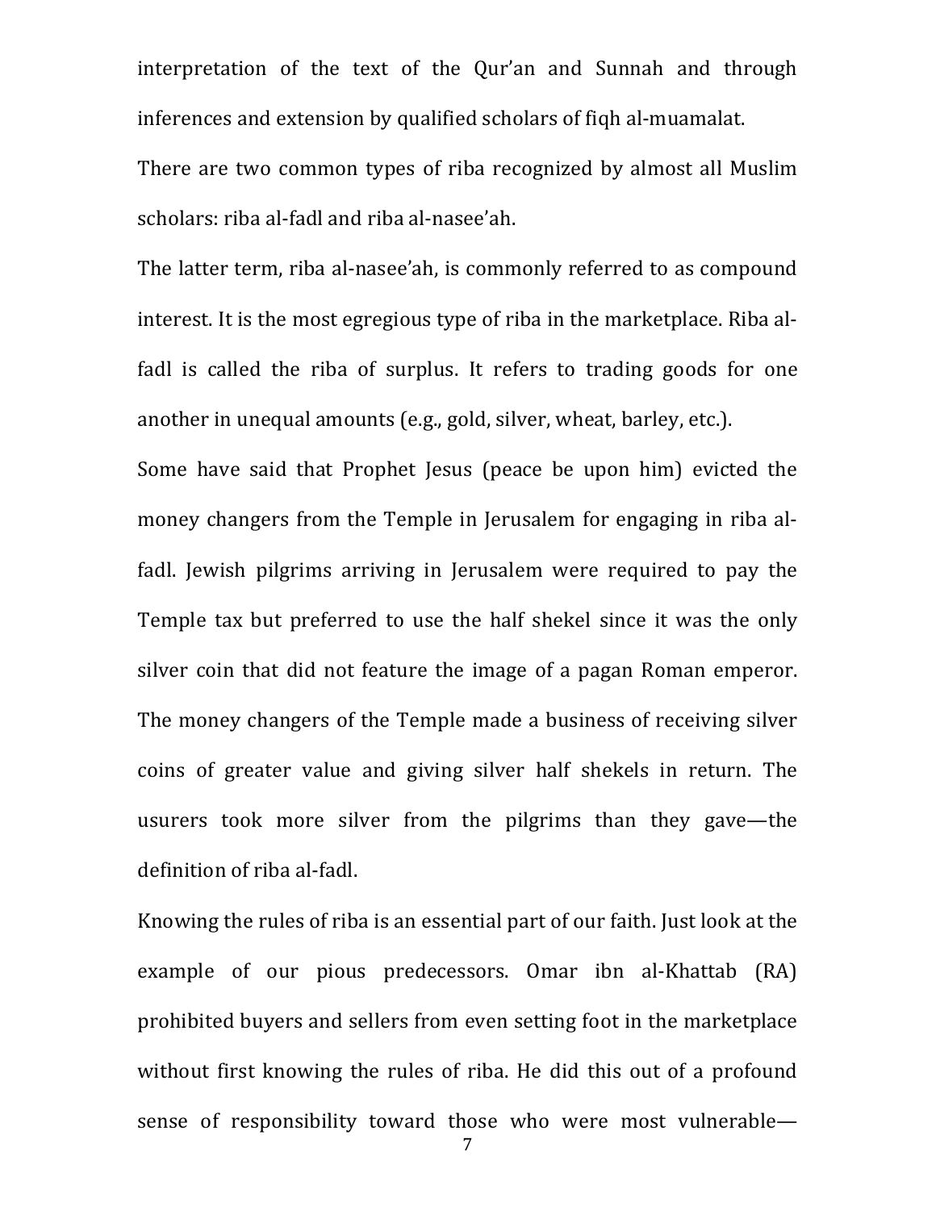interpretation of the text of the Qur'an and Sunnah and through inferences and extension by qualified scholars of fiqh al-muamalat.

There are two common types of riba recognized by almost all Muslim scholars: riba al-fadl and riba al-nasee'ah.

The latter term, riba al-nasee'ah, is commonly referred to as compound interest. It is the most egregious type of riba in the marketplace. Riba al-fadl is called the riba of surplus. It refers to trading goods for one another in unequal amounts (e.g., gold, silver, wheat, barley, etc.).

Some have said that Prophet Jesus (peace be upon him) evicted the money changers from the Temple in Jerusalem for engaging in riba al-fadl. Jewish pilgrims arriving in Jerusalem were required to pay the Temple tax but preferred to use the half shekel since it was the only silver coin that did not feature the image of a pagan Roman emperor. The money changers of the Temple made a business of receiving silver coins of greater value and giving silver half shekels in return. The usurers took more silver from the pilgrims than they gave—the definition of riba al-fadl.

Knowing the rules of riba is an essential part of our faith. Just look at the example of our pious predecessors. Omar ibn al-Khattab (RA) prohibited buyers and sellers from even setting foot in the marketplace without first knowing the rules of riba. He did this out of a profound sense of responsibility toward those who were most vulnerable—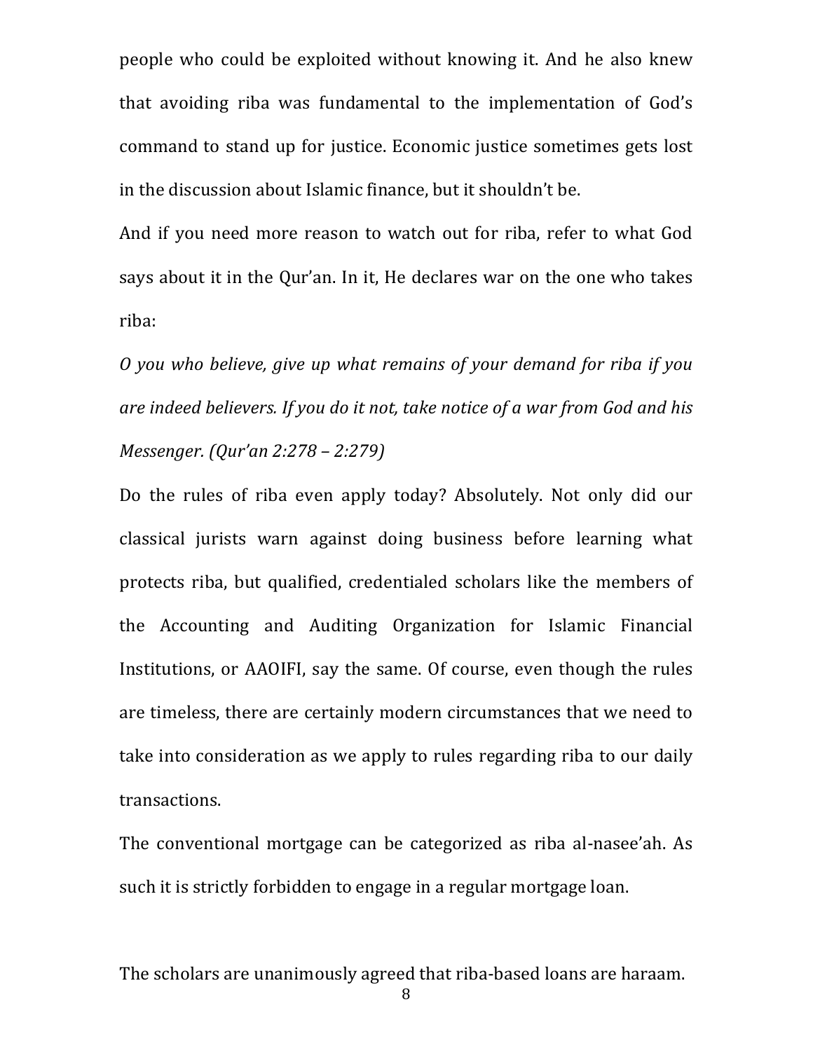people who could be exploited without knowing it. And he also knew that avoiding riba was fundamental to the implementation of God's command to stand up for justice. Economic justice sometimes gets lost in the discussion about Islamic finance, but it shouldn't be.

And if you need more reason to watch out for riba, refer to what God says about it in the Qur'an. In it, He declares war on the one who takes riba:

*O you who believe, give up what remains of your demand for riba if you are indeed believers. If you do it not, take notice of a war from God and his Messenger. (Qur'an 2:278 – 2:279)*

Do the rules of riba even apply today? Absolutely. Not only did our classical jurists warn against doing business before learning what protects riba, but qualified, credentialed scholars like the members of the Accounting and Auditing Organization for Islamic Financial Institutions, or AAOIFI, say the same. Of course, even though the rules are timeless, there are certainly modern circumstances that we need to take into consideration as we apply to rules regarding riba to our daily transactions.

The conventional mortgage can be categorized as riba al-nasee'ah. As such it is strictly forbidden to engage in a regular mortgage loan.

The scholars are unanimously agreed that riba-based loans are haraam.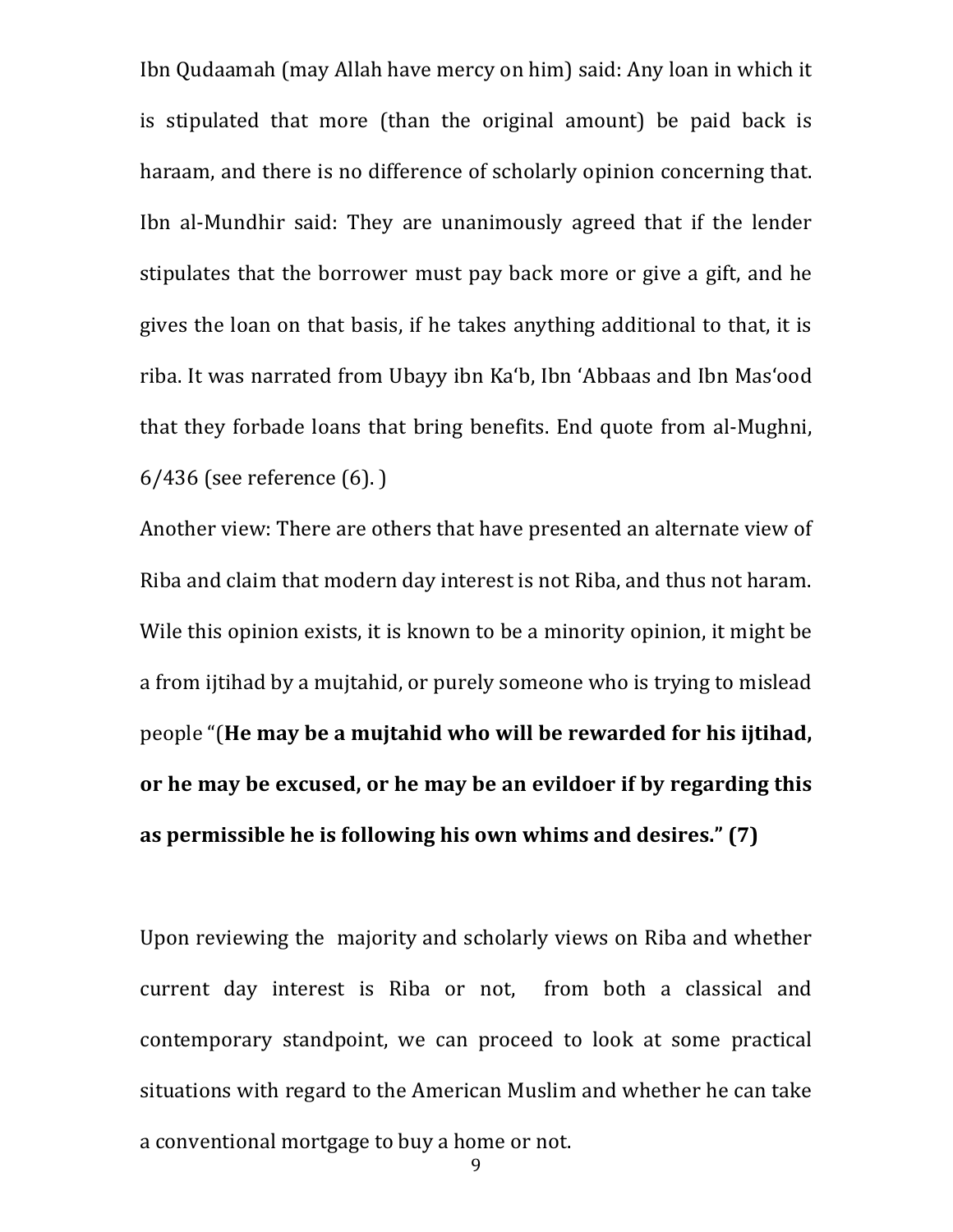Ibn Qudaamah (may Allah have mercy on him) said: Any loan in which it is stipulated that more (than the original amount) be paid back is haraam, and there is no difference of scholarly opinion concerning that. Ibn al-Mundhir said: They are unanimously agreed that if the lender stipulates that the borrower must pay back more or give a gift, and he gives the loan on that basis, if he takes anything additional to that, it is riba. It was narrated from Ubayy ibn Ka'b, Ibn 'Abbaas and Ibn Mas'ood that they forbade loans that bring benefits. End quote from al-Mughni, 6/436 (see reference (6). )

Another view: There are others that have presented an alternate view of Riba and claim that modern day interest is not Riba, and thus not haram. Wile this opinion exists, it is known to be a minority opinion, it might be a from ijtihad by a mujtahid, or purely someone who is trying to mislead people "(**He may be a mujtahid who will be rewarded for his ijtihad, or he may be excused, or he may be an evildoer if by regarding this as permissible he is following his own whims and desires." (7)**

Upon reviewing the majority and scholarly views on Riba and whether current day interest is Riba or not, from both a classical and contemporary standpoint, we can proceed to look at some practical situations with regard to the American Muslim and whether he can take a conventional mortgage to buy a home or not.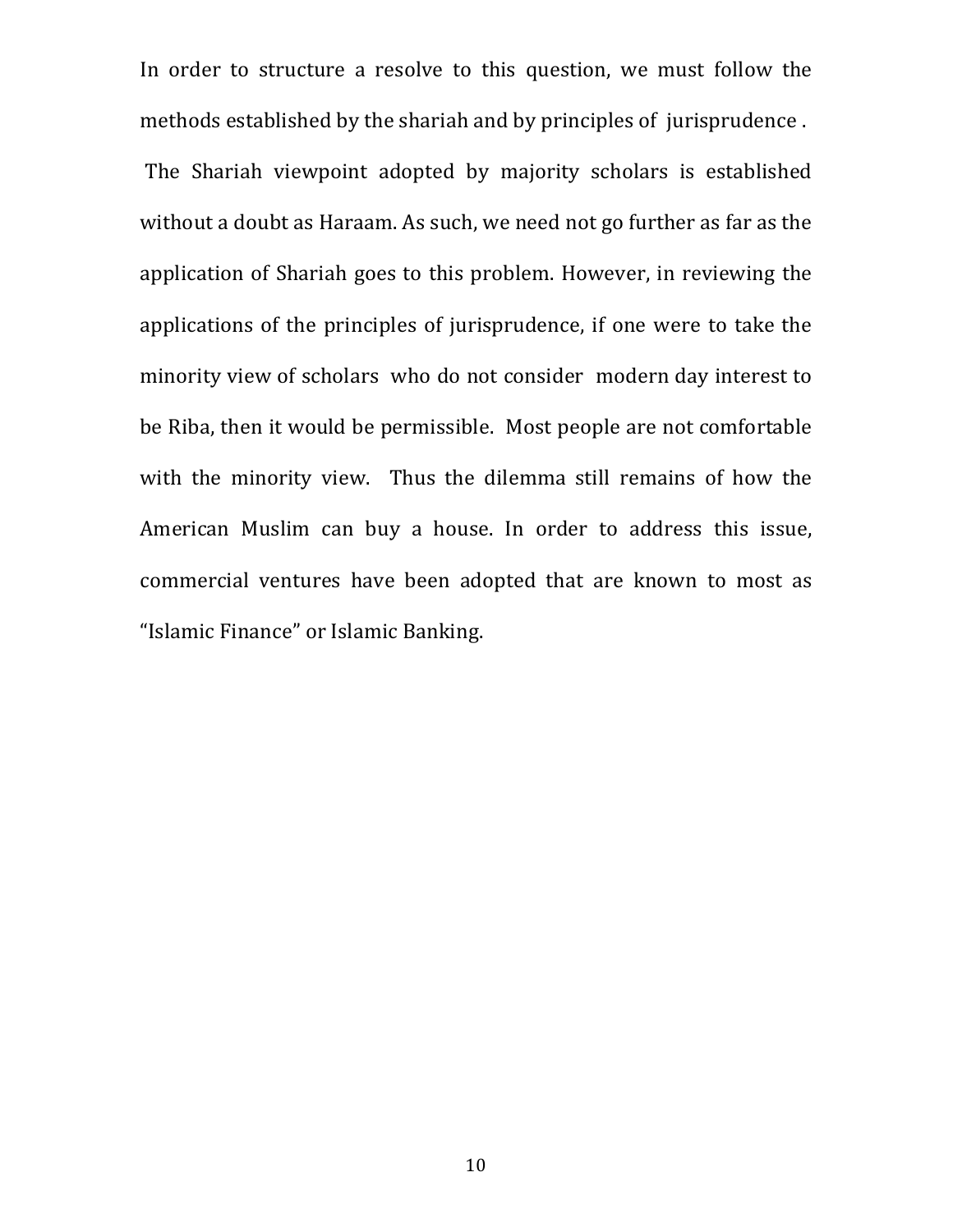In order to structure a resolve to this question, we must follow the methods established by the shariah and by principles of jurisprudence .

The Shariah viewpoint adopted by majority scholars is established without a doubt as Haraam. As such, we need not go further as far as the application of Shariah goes to this problem. However, in reviewing the applications of the principles of jurisprudence, if one were to take the minority view of scholars who do not consider modern day interest to be Riba, then it would be permissible. Most people are not comfortable with the minority view. Thus the dilemma still remains of how the American Muslim can buy a house. In order to address this issue, commercial ventures have been adopted that are known to most as "Islamic Finance" or Islamic Banking.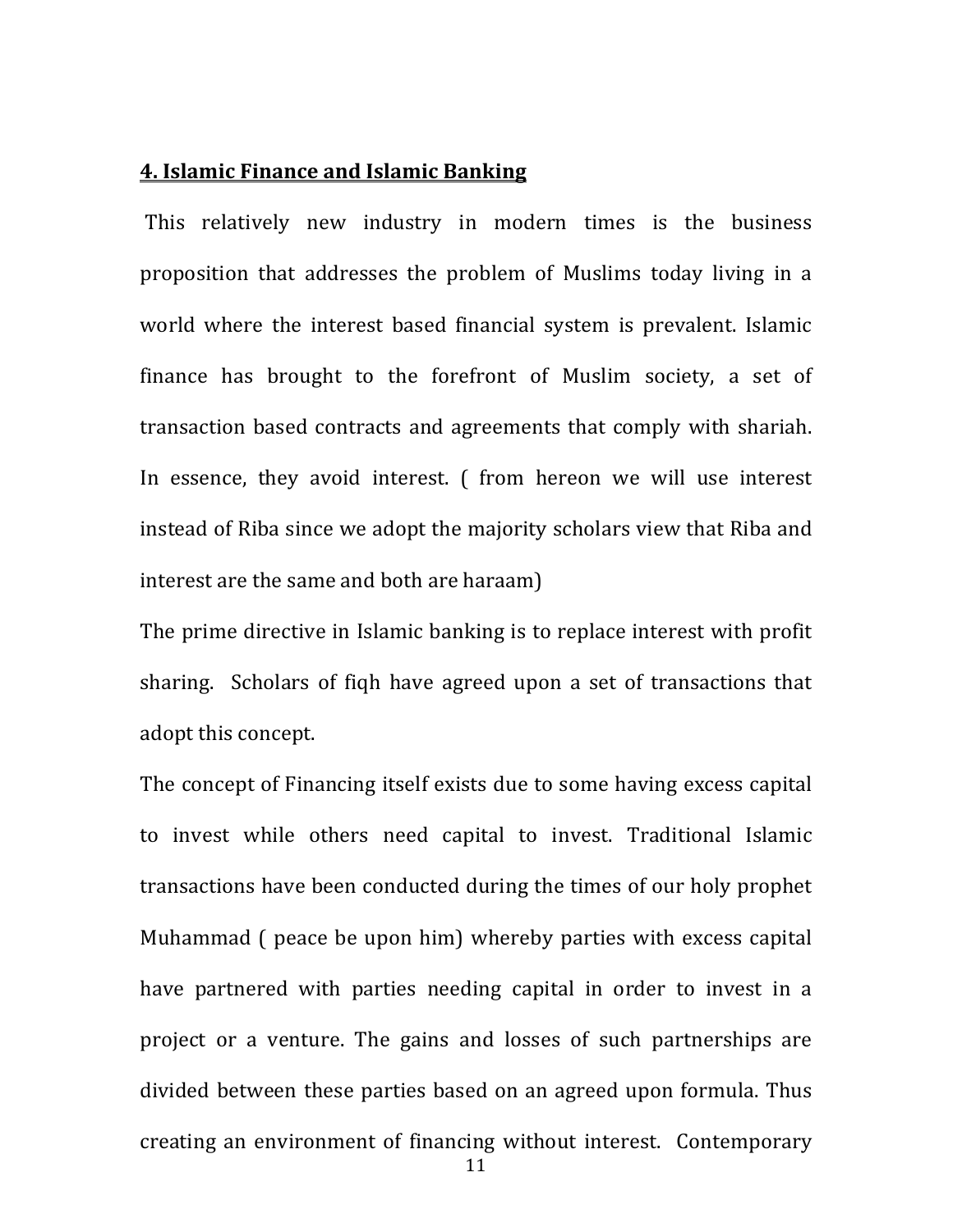**4. Islamic Finance and Islamic Banking**

This relatively new industry in modern times is the business proposition that addresses the problem of Muslims today living in a world where the interest based financial system is prevalent. Islamic finance has brought to the forefront of Muslim society, a set of transaction based contracts and agreements that comply with shariah. In essence, they avoid interest. ( from hereon we will use interest instead of Riba since we adopt the majority scholars view that Riba and interest are the same and both are haraam)

The prime directive in Islamic banking is to replace interest with profit sharing. Scholars of fiqh have agreed upon a set of transactions that adopt this concept.

The concept of Financing itself exists due to some having excess capital to invest while others need capital to invest. Traditional Islamic transactions have been conducted during the times of our holy prophet Muhammad ( peace be upon him) whereby parties with excess capital have partnered with parties needing capital in order to invest in a project or a venture. The gains and losses of such partnerships are divided between these parties based on an agreed upon formula. Thus creating an environment of financing without interest. Contemporary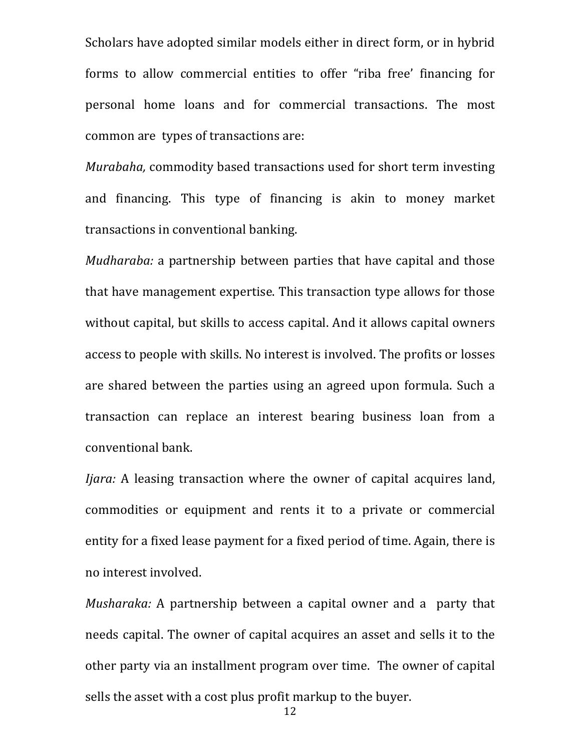Scholars have adopted similar models either in direct form, or in hybrid forms to allow commercial entities to offer "riba free' financing for personal home loans and for commercial transactions. The most common are types of transactions are:

*Murabaha,* commodity based transactions used for short term investing and financing. This type of financing is akin to money market transactions in conventional banking.

*Mudharaba:* a partnership between parties that have capital and those that have management expertise. This transaction type allows for those without capital, but skills to access capital. And it allows capital owners access to people with skills. No interest is involved. The profits or losses are shared between the parties using an agreed upon formula. Such a transaction can replace an interest bearing business loan from a conventional bank.

*Ijara:* A leasing transaction where the owner of capital acquires land, commodities or equipment and rents it to a private or commercial entity for a fixed lease payment for a fixed period of time. Again, there is no interest involved.

*Musharaka:* A partnership between a capital owner and a party that needs capital. The owner of capital acquires an asset and sells it to the other party via an installment program over time. The owner of capital sells the asset with a cost plus profit markup to the buyer.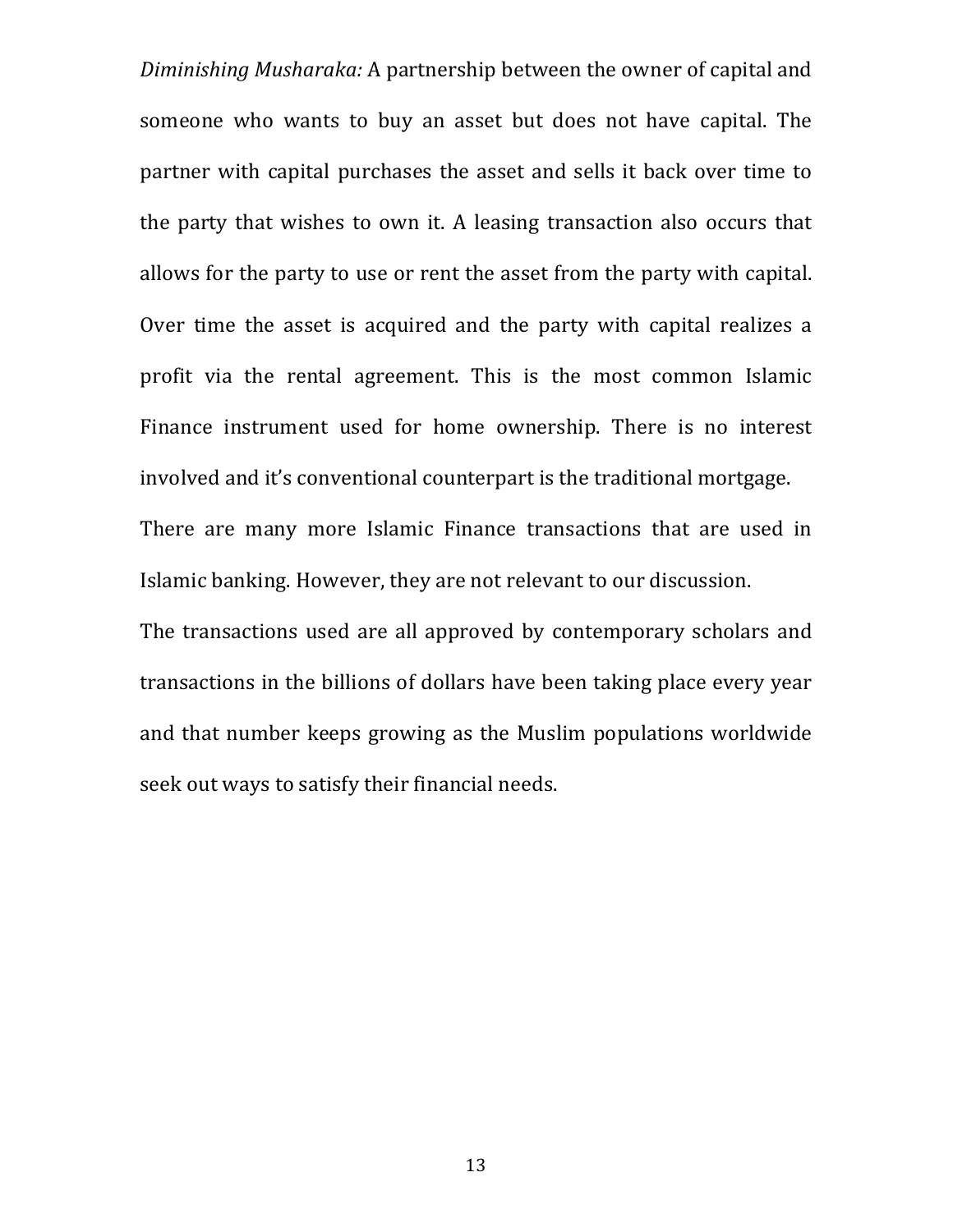*Diminishing Musharaka:* A partnership between the owner of capital and someone who wants to buy an asset but does not have capital. The partner with capital purchases the asset and sells it back over time to the party that wishes to own it. A leasing transaction also occurs that allows for the party to use or rent the asset from the party with capital. Over time the asset is acquired and the party with capital realizes a profit via the rental agreement. This is the most common Islamic Finance instrument used for home ownership. There is no interest involved and it's conventional counterpart is the traditional mortgage.

There are many more Islamic Finance transactions that are used in Islamic banking. However, they are not relevant to our discussion.

The transactions used are all approved by contemporary scholars and transactions in the billions of dollars have been taking place every year and that number keeps growing as the Muslim populations worldwide seek out ways to satisfy their financial needs.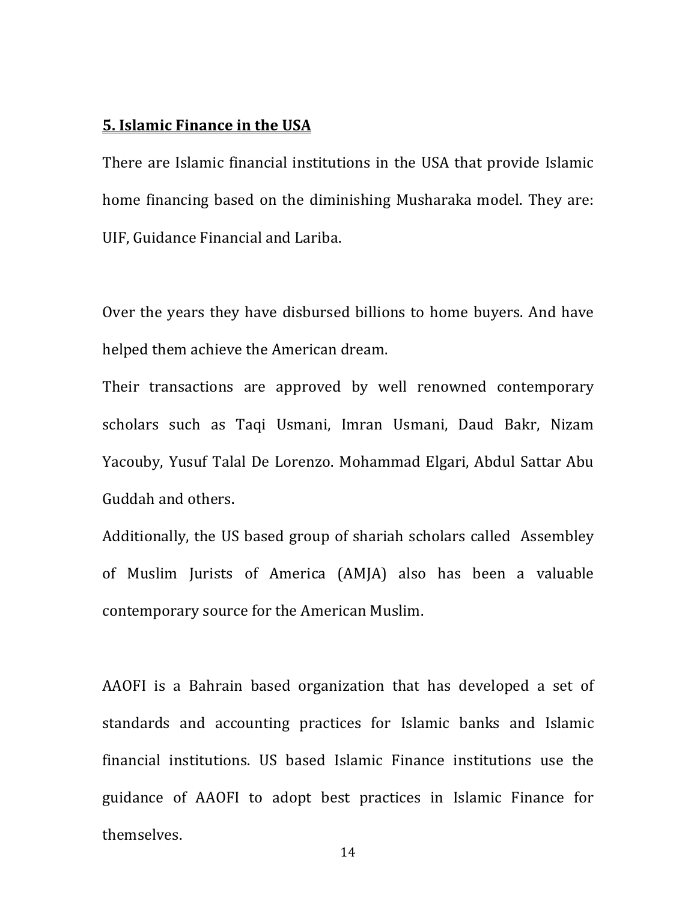## 5. Islamic Finance in the USA

There are Islamic financial institutions in the USA that provide Islamic home financing based on the diminishing Musharaka model. They are: UIF, Guidance Financial and Lariba.

Over the years they have disbursed billions to home buyers. And have helped them achieve the American dream.

Their transactions are approved by well renowned contemporary scholars such as Taqi Usmani, Imran Usmani, Daud Bakr, Nizam Yacouby, Yusuf Talal De Lorenzo. Mohammad Elgari, Abdul Sattar Abu Guddah and others.

Additionally, the US based group of shariah scholars called Assembley of Muslim Jurists of America (AMJA) also has been a valuable contemporary source for the American Muslim.

AAOFI is a Bahrain based organization that has developed a set of standards and accounting practices for Islamic banks and Islamic financial institutions. US based Islamic Finance institutions use the guidance of AAOFI to adopt best practices in Islamic Finance for themselves.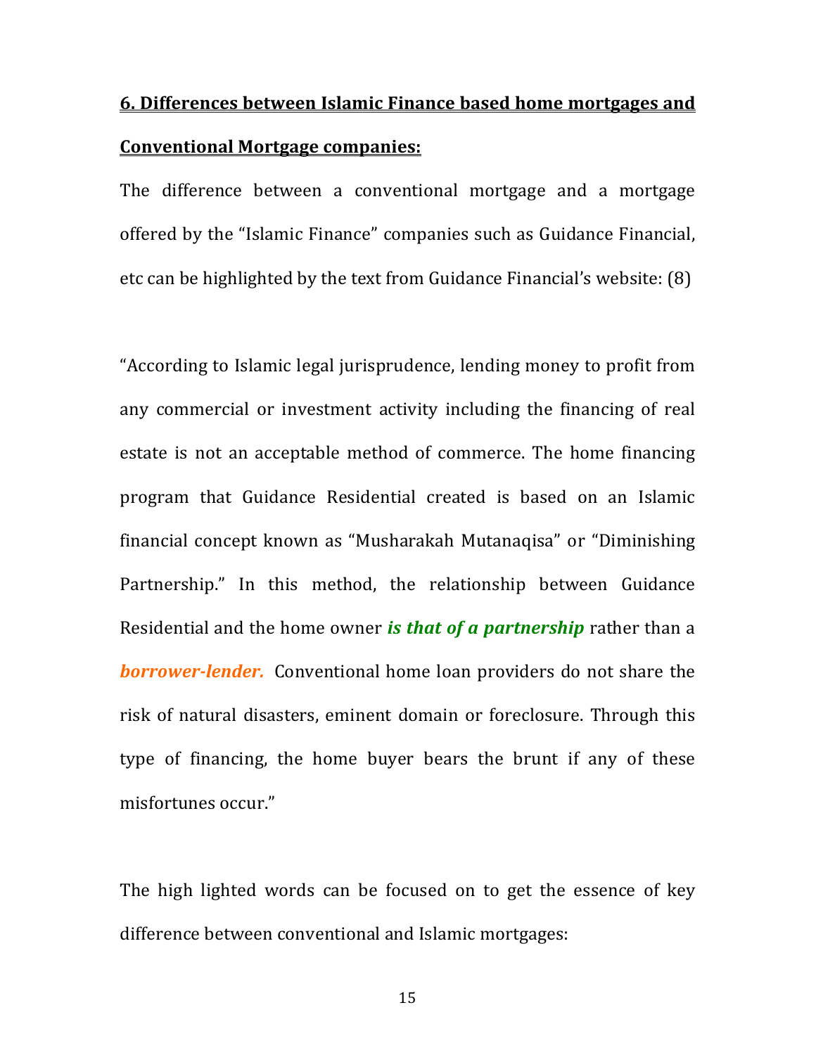## **6. Differences between Islamic Finance based home mortgages and Conventional Mortgage companies:**

The difference between a conventional mortgage and a mortgage offered by the “Islamic Finance” companies such as Guidance Financial, etc can be highlighted by the text from Guidance Financial’s website: (8)

“According to Islamic legal jurisprudence, lending money to profit from any commercial or investment activity including the financing of real estate is not an acceptable method of commerce. The home financing program that Guidance Residential created is based on an Islamic financial concept known as “Musharakah Mutanaqisa” or “Diminishing Partnership.” In this method, the relationship between Guidance Residential and the home owner ***is that of a partnership*** rather than a ***borrower-lender.*** Conventional home loan providers do not share the risk of natural disasters, eminent domain or foreclosure. Through this type of financing, the home buyer bears the brunt if any of these misfortunes occur.”

The high lighted words can be focused on to get the essence of key difference between conventional and Islamic mortgages: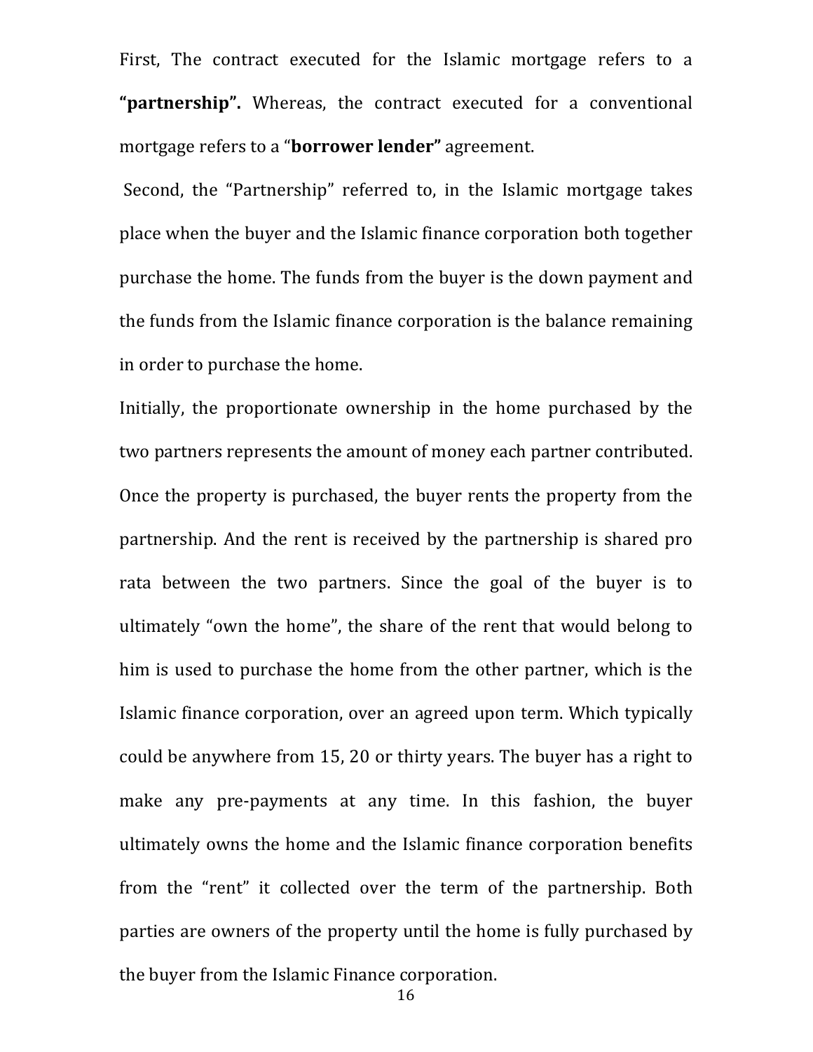First, The contract executed for the Islamic mortgage refers to a **"partnership".** Whereas, the contract executed for a conventional mortgage refers to a "**borrower lender"** agreement.

Second, the "Partnership" referred to, in the Islamic mortgage takes place when the buyer and the Islamic finance corporation both together purchase the home. The funds from the buyer is the down payment and the funds from the Islamic finance corporation is the balance remaining in order to purchase the home.

Initially, the proportionate ownership in the home purchased by the two partners represents the amount of money each partner contributed. Once the property is purchased, the buyer rents the property from the partnership. And the rent is received by the partnership is shared pro rata between the two partners. Since the goal of the buyer is to ultimately "own the home", the share of the rent that would belong to him is used to purchase the home from the other partner, which is the Islamic finance corporation, over an agreed upon term. Which typically could be anywhere from 15, 20 or thirty years. The buyer has a right to make any pre-payments at any time. In this fashion, the buyer ultimately owns the home and the Islamic finance corporation benefits from the "rent" it collected over the term of the partnership. Both parties are owners of the property until the home is fully purchased by the buyer from the Islamic Finance corporation.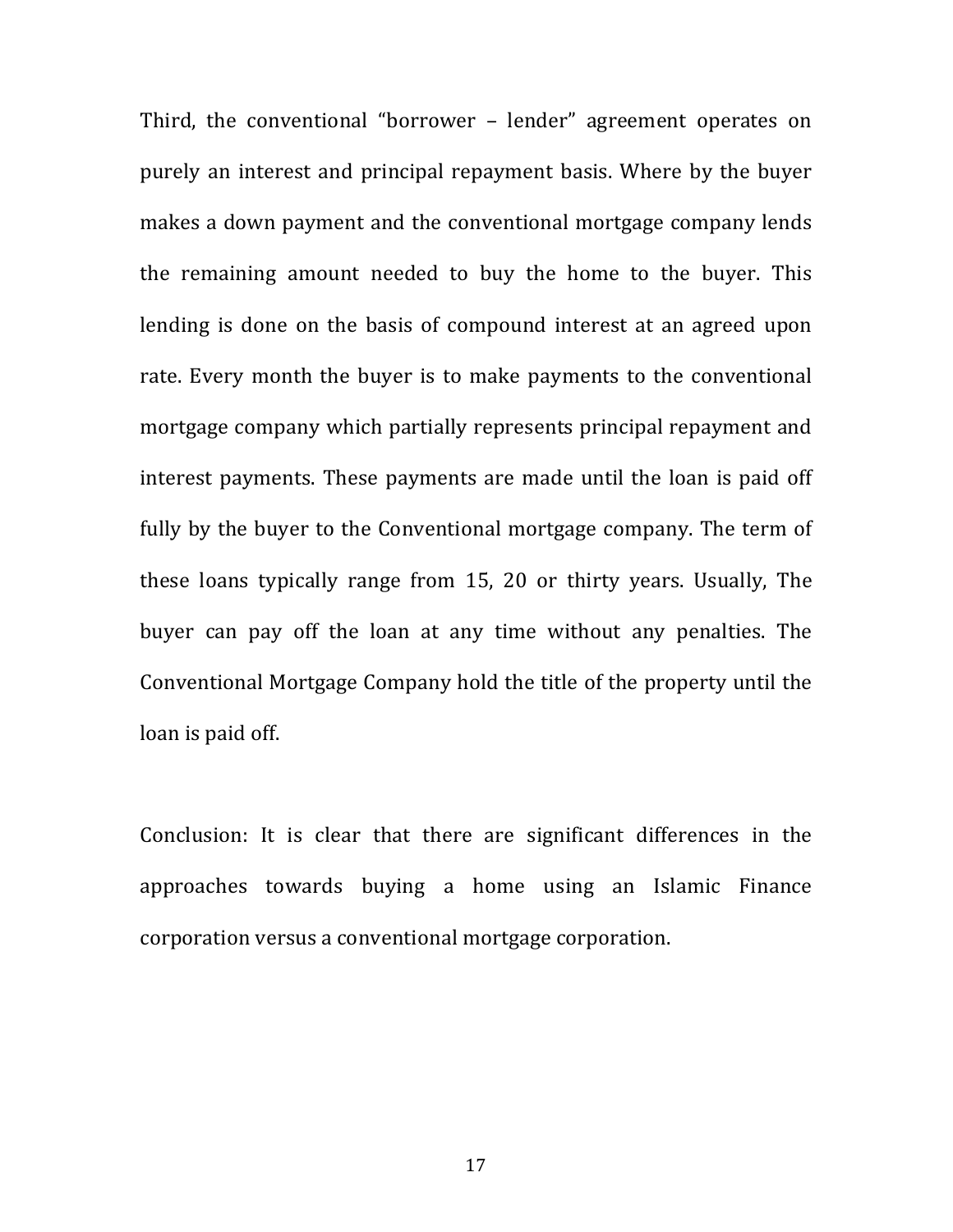Third, the conventional “borrower – lender” agreement operates on purely an interest and principal repayment basis. Where by the buyer makes a down payment and the conventional mortgage company lends the remaining amount needed to buy the home to the buyer. This lending is done on the basis of compound interest at an agreed upon rate. Every month the buyer is to make payments to the conventional mortgage company which partially represents principal repayment and interest payments. These payments are made until the loan is paid off fully by the buyer to the Conventional mortgage company. The term of these loans typically range from 15, 20 or thirty years. Usually, The buyer can pay off the loan at any time without any penalties. The Conventional Mortgage Company hold the title of the property until the loan is paid off.

Conclusion: It is clear that there are significant differences in the approaches towards buying a home using an Islamic Finance corporation versus a conventional mortgage corporation.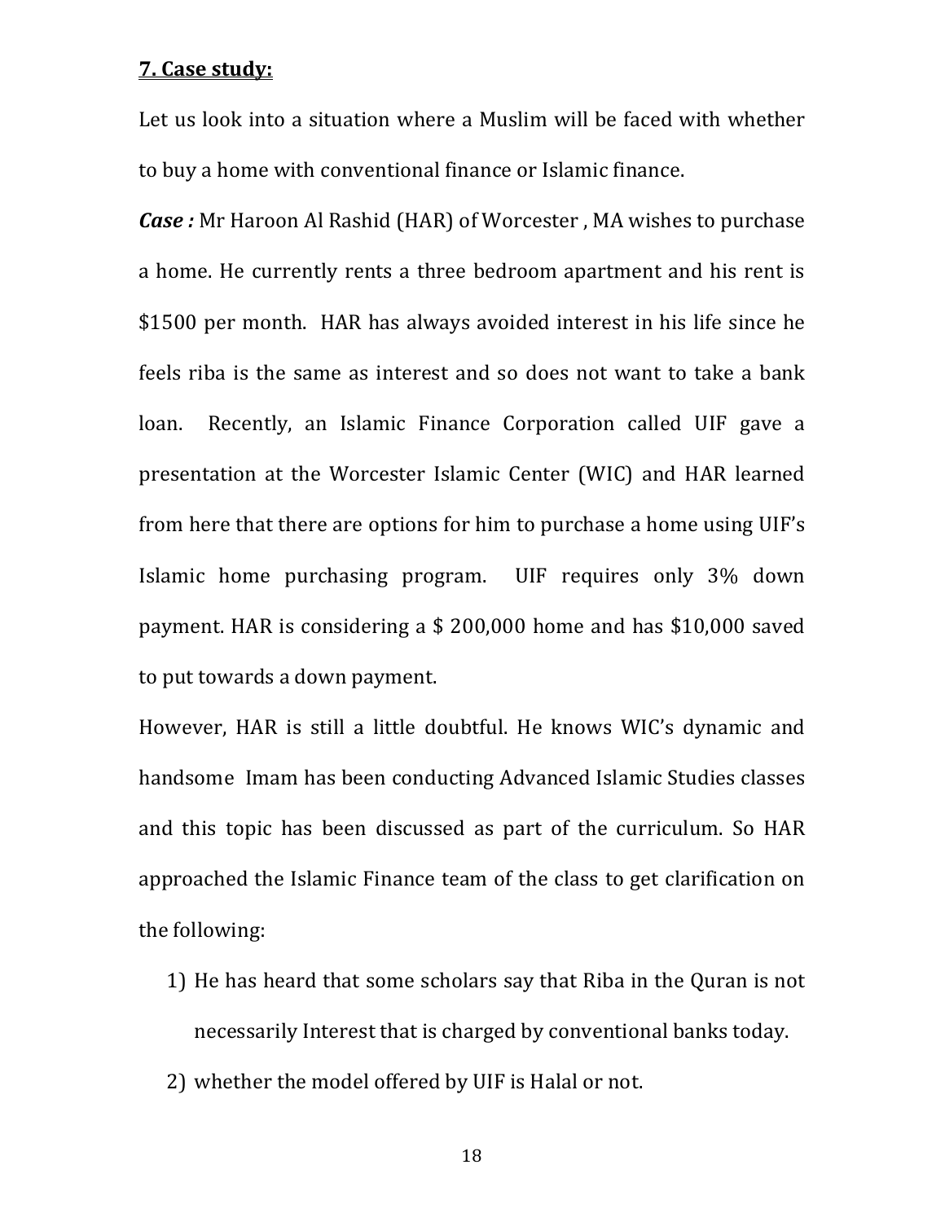**7. Case study:**

Let us look into a situation where a Muslim will be faced with whether to buy a home with conventional finance or Islamic finance.

***Case :*** Mr Haroon Al Rashid (HAR) of Worcester , MA wishes to purchase a home. He currently rents a three bedroom apartment and his rent is $1500 per month. HAR has always avoided interest in his life since he feels riba is the same as interest and so does not want to take a bank loan. Recently, an Islamic Finance Corporation called UIF gave a presentation at the Worcester Islamic Center (WIC) and HAR learned from here that there are options for him to purchase a home using UIF's Islamic home purchasing program. UIF requires only 3% down payment. HAR is considering a $ 200,000 home and has $10,000 saved to put towards a down payment.

However, HAR is still a little doubtful. He knows WIC's dynamic and handsome Imam has been conducting Advanced Islamic Studies classes and this topic has been discussed as part of the curriculum. So HAR approached the Islamic Finance team of the class to get clarification on the following:

1) He has heard that some scholars say that Riba in the Quran is not necessarily Interest that is charged by conventional banks today.
2) whether the model offered by UIF is Halal or not.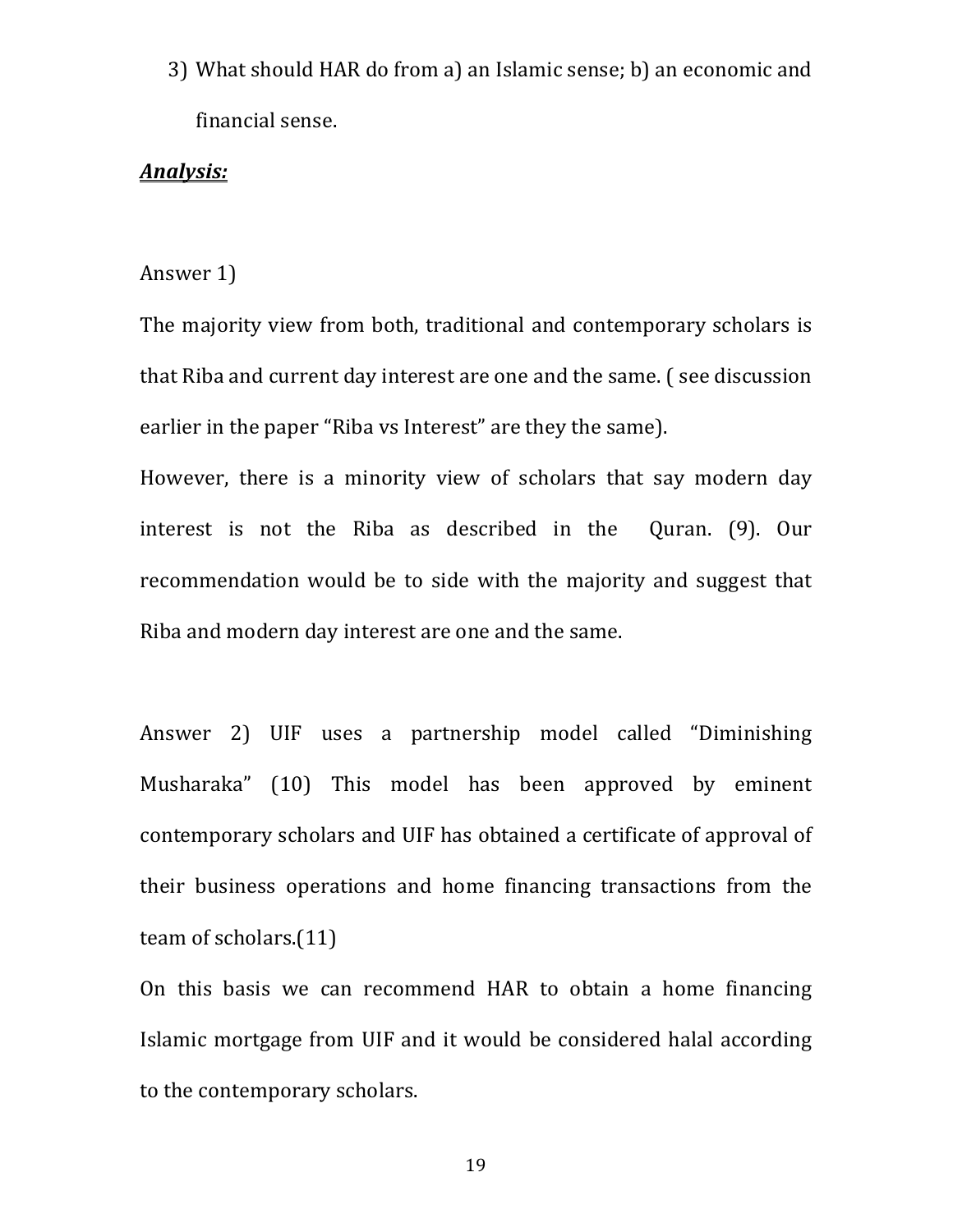3) What should HAR do from a) an Islamic sense; b) an economic and financial sense.

***<u>Analysis:</u>***

Answer 1)

The majority view from both, traditional and contemporary scholars is that Riba and current day interest are one and the same. ( see discussion earlier in the paper "Riba vs Interest" are they the same).

However, there is a minority view of scholars that say modern day interest is not the Riba as described in the Quran. (9). Our recommendation would be to side with the majority and suggest that Riba and modern day interest are one and the same.

Answer 2) UIF uses a partnership model called "Diminishing Musharaka" (10) This model has been approved by eminent contemporary scholars and UIF has obtained a certificate of approval of their business operations and home financing transactions from the team of scholars.(11)

On this basis we can recommend HAR to obtain a home financing Islamic mortgage from UIF and it would be considered halal according to the contemporary scholars.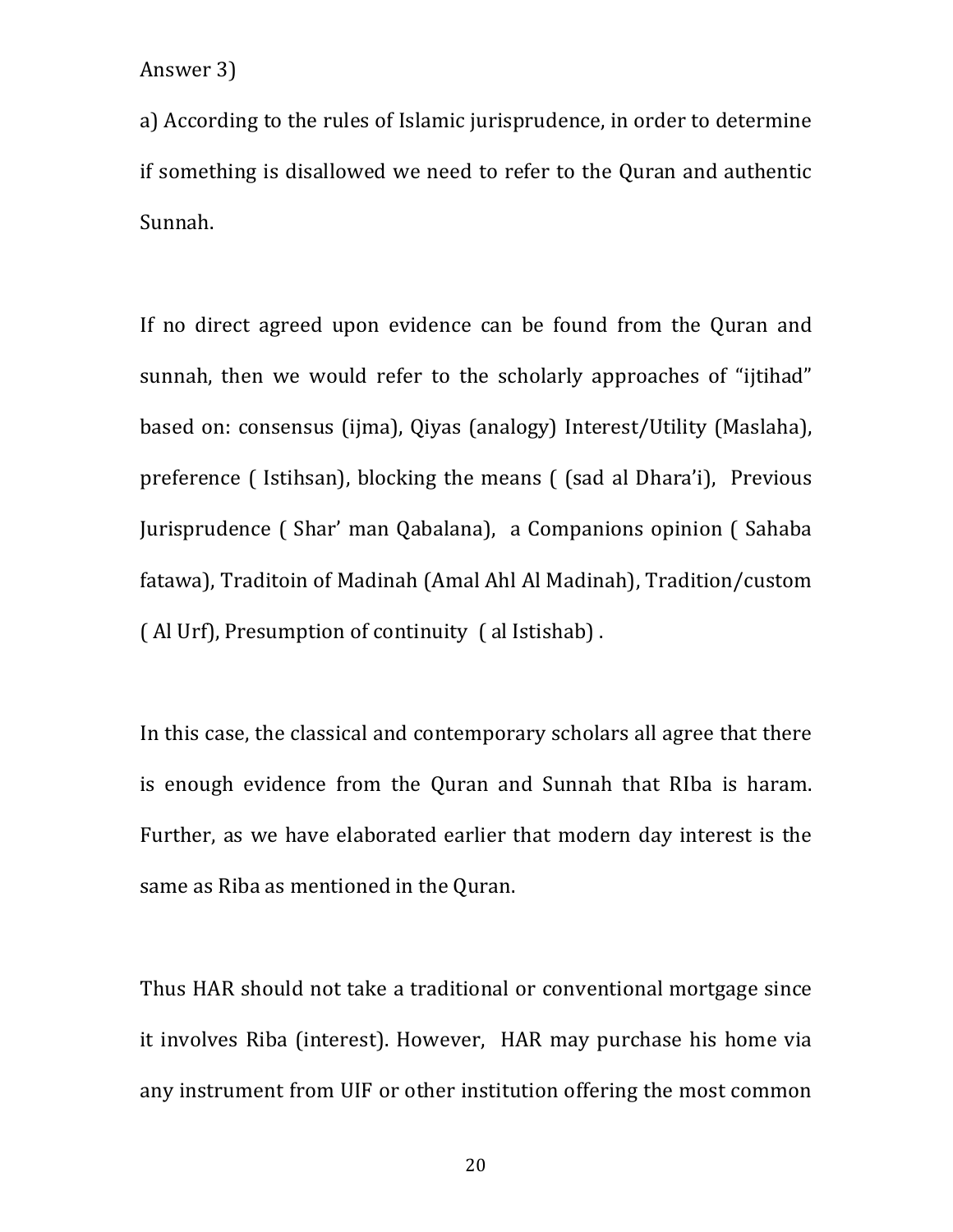Answer 3)

a) According to the rules of Islamic jurisprudence, in order to determine if something is disallowed we need to refer to the Quran and authentic Sunnah.

If no direct agreed upon evidence can be found from the Quran and sunnah, then we would refer to the scholarly approaches of "ijtihad" based on: consensus (ijma), Qiyas (analogy) Interest/Utility (Maslaha), preference ( Istihsan), blocking the means ( (sad al Dhara'i), Previous Jurisprudence ( Shar' man Qabalana), a Companions opinion ( Sahaba fatawa), Traditoin of Madinah (Amal Ahl Al Madinah), Tradition/custom ( Al Urf), Presumption of continuity ( al Istishab) .

In this case, the classical and contemporary scholars all agree that there is enough evidence from the Quran and Sunnah that RIba is haram. Further, as we have elaborated earlier that modern day interest is the same as Riba as mentioned in the Quran.

Thus HAR should not take a traditional or conventional mortgage since it involves Riba (interest). However, HAR may purchase his home via any instrument from UIF or other institution offering the most common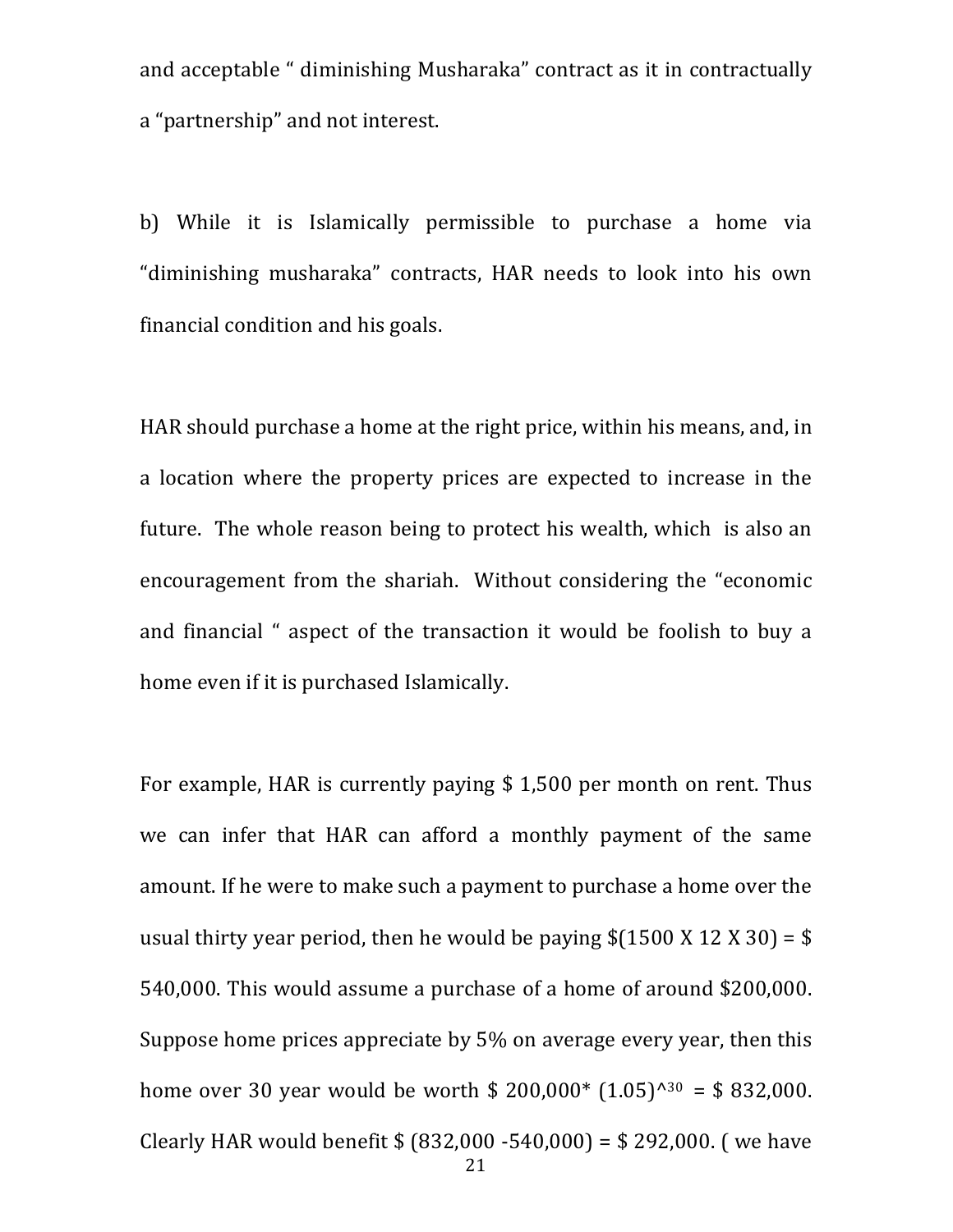and acceptable " diminishing Musharaka" contract as it in contractually a "partnership" and not interest.

b) While it is Islamically permissible to purchase a home via "diminishing musharaka" contracts, HAR needs to look into his own financial condition and his goals.

HAR should purchase a home at the right price, within his means, and, in a location where the property prices are expected to increase in the future. The whole reason being to protect his wealth, which is also an encouragement from the shariah. Without considering the "economic and financial " aspect of the transaction it would be foolish to buy a home even if it is purchased Islamically.

For example, HAR is currently paying $ 1,500 per month on rent. Thus we can infer that HAR can afford a monthly payment of the same amount. If he were to make such a payment to purchase a home over the usual thirty year period, then he would be paying $(1500 X 12 X 30) = $ 540,000. This would assume a purchase of a home of around $200,000. Suppose home prices appreciate by 5% on average every year, then this home over 30 year would be worth $ 200,000* $(1.05)^{30}$ = $ 832,000. Clearly HAR would benefit $ (832,000 -540,000) = $ 292,000. ( we have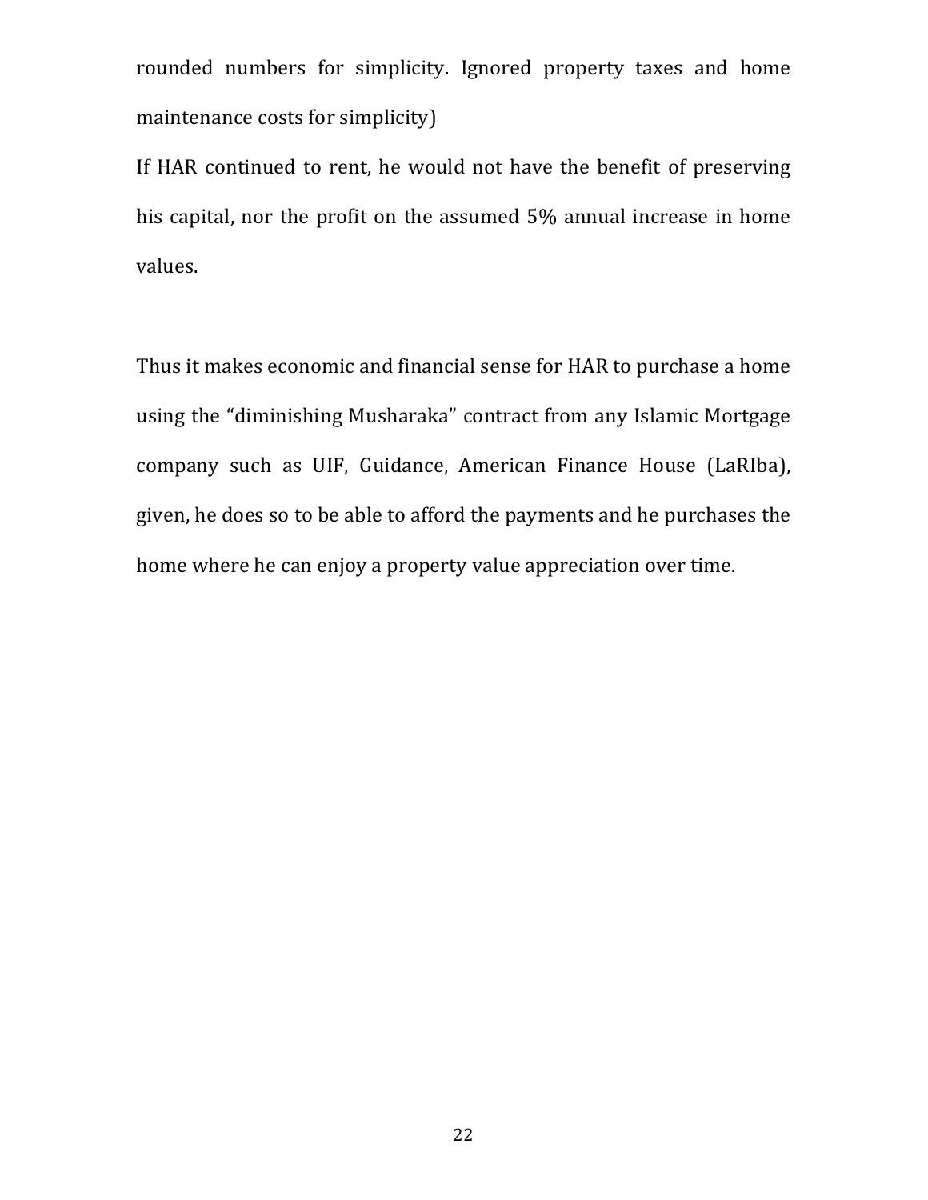rounded numbers for simplicity. Ignored property taxes and home maintenance costs for simplicity)

If HAR continued to rent, he would not have the benefit of preserving his capital, nor the profit on the assumed 5% annual increase in home values.

Thus it makes economic and financial sense for HAR to purchase a home using the "diminishing Musharaka" contract from any Islamic Mortgage company such as UIF, Guidance, American Finance House (LaRIba), given, he does so to be able to afford the payments and he purchases the home where he can enjoy a property value appreciation over time.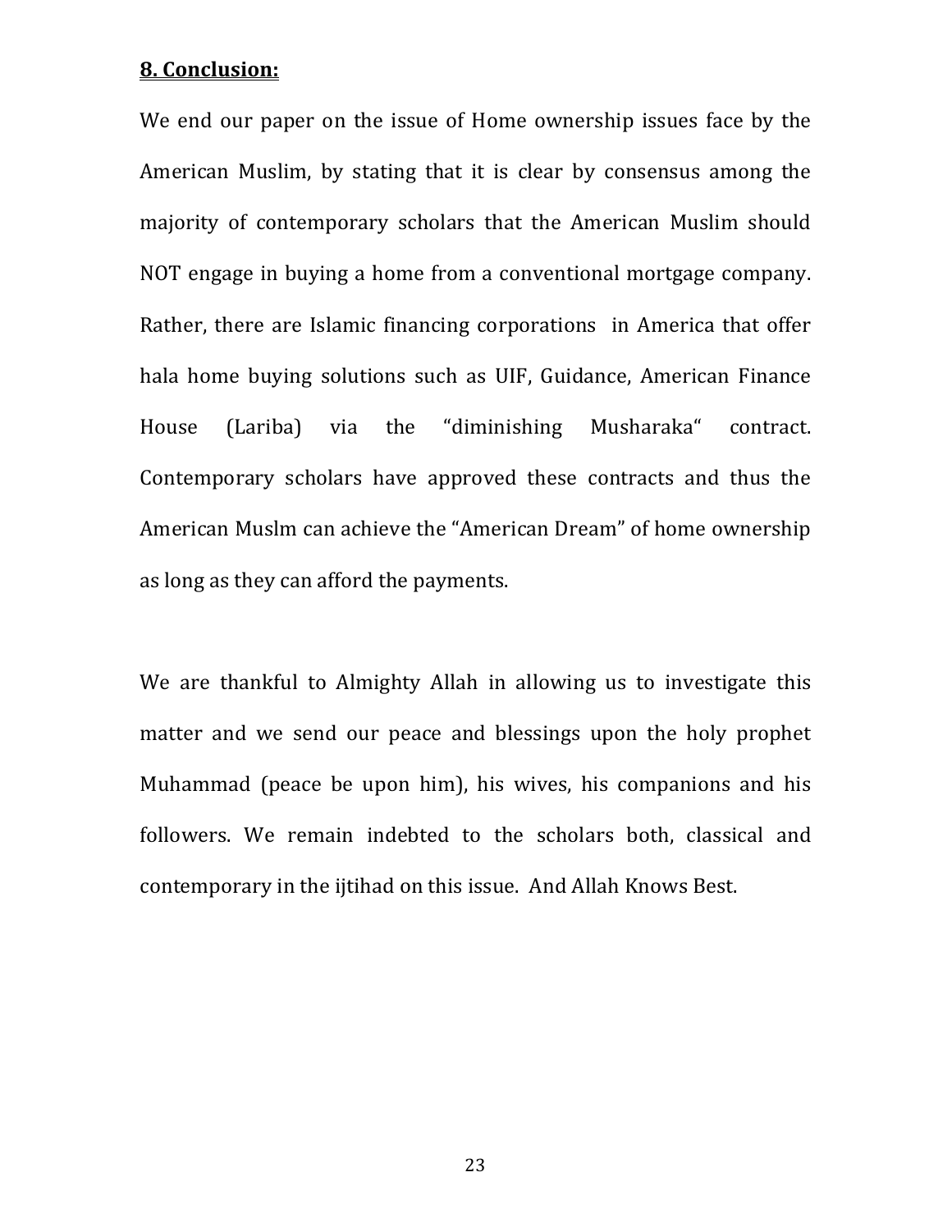## **8. Conclusion:**

We end our paper on the issue of Home ownership issues face by the American Muslim, by stating that it is clear by consensus among the majority of contemporary scholars that the American Muslim should NOT engage in buying a home from a conventional mortgage company. Rather, there are Islamic financing corporations in America that offer hala home buying solutions such as UIF, Guidance, American Finance House (Lariba) via the "diminishing Musharaka" contract. Contemporary scholars have approved these contracts and thus the American Muslm can achieve the "American Dream" of home ownership as long as they can afford the payments.

We are thankful to Almighty Allah in allowing us to investigate this matter and we send our peace and blessings upon the holy prophet Muhammad (peace be upon him), his wives, his companions and his followers. We remain indebted to the scholars both, classical and contemporary in the ijtihad on this issue. And Allah Knows Best.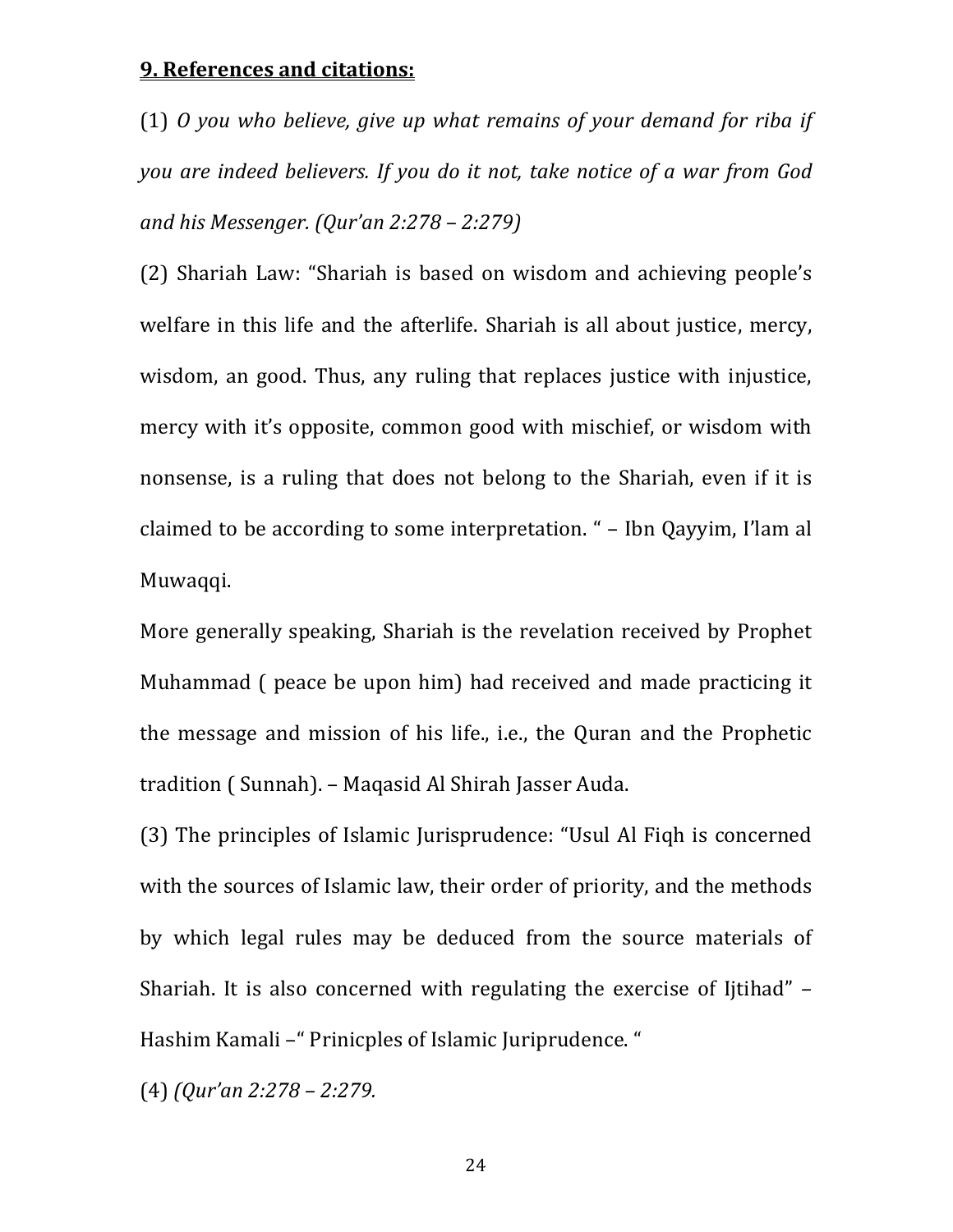**<u>9. References and citations:</u>**

(1) *O you who believe, give up what remains of your demand for riba if you are indeed believers. If you do it not, take notice of a war from God and his Messenger. (Qur'an 2:278 – 2:279)*

(2) Shariah Law: "Shariah is based on wisdom and achieving people's welfare in this life and the afterlife. Shariah is all about justice, mercy, wisdom, an good. Thus, any ruling that replaces justice with injustice, mercy with it's opposite, common good with mischief, or wisdom with nonsense, is a ruling that does not belong to the Shariah, even if it is claimed to be according to some interpretation. " – Ibn Qayyim, I'lam al Muwaqqi.

More generally speaking, Shariah is the revelation received by Prophet Muhammad ( peace be upon him) had received and made practicing it the message and mission of his life., i.e., the Quran and the Prophetic tradition ( Sunnah). – Maqasid Al Shirah Jasser Auda.

(3) The principles of Islamic Jurisprudence: "Usul Al Fiqh is concerned with the sources of Islamic law, their order of priority, and the methods by which legal rules may be deduced from the source materials of Shariah. It is also concerned with regulating the exercise of Ijtihad" – Hashim Kamali –" Prinicples of Islamic Juriprudence. "

(4) *(Qur'an 2:278 – 2:279.*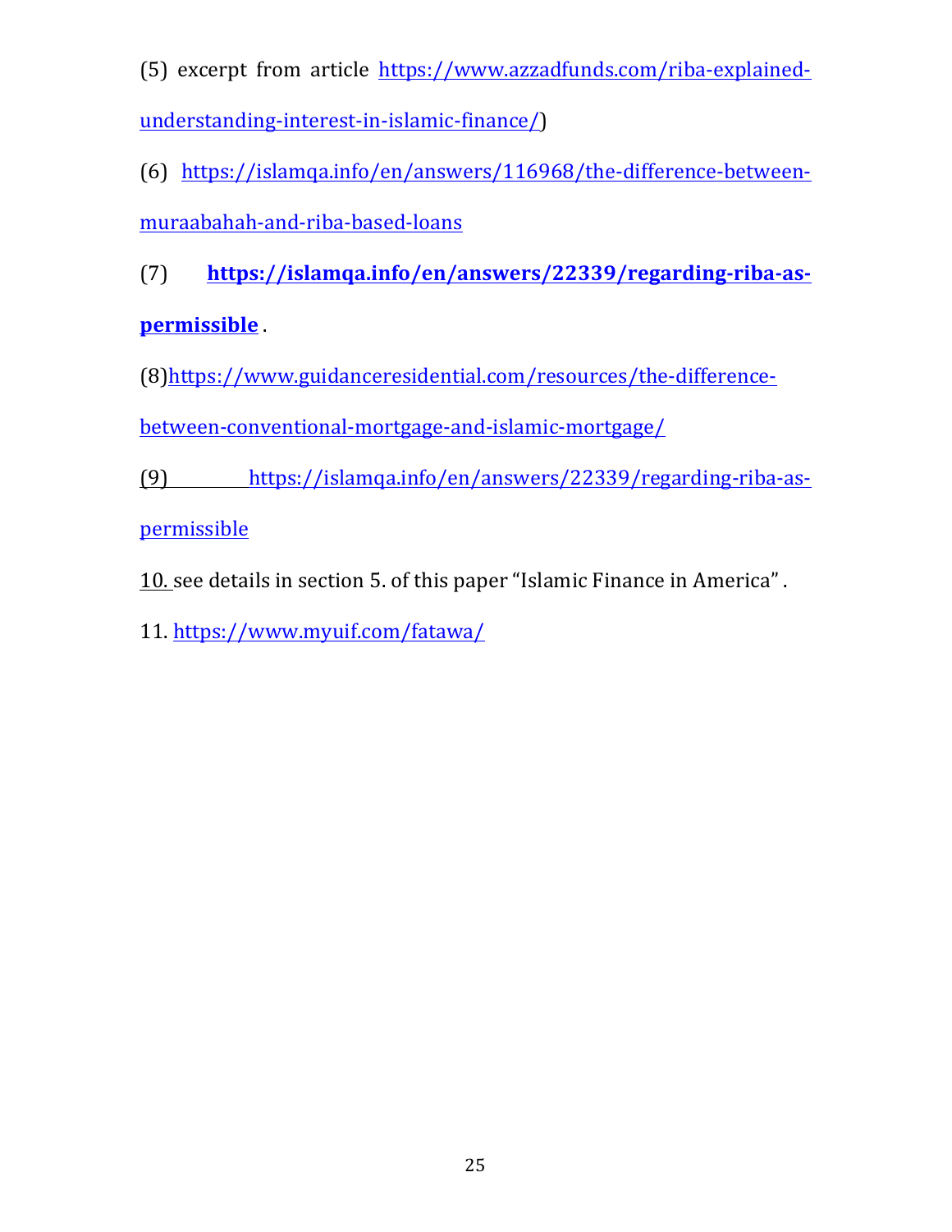(5) excerpt from article https://www.azzadfunds.com/riba-explained-understanding-interest-in-islamic-finance/)

(6) https://islamqa.info/en/answers/116968/the-difference-between-muraabahah-and-riba-based-loans

(7) **https://islamqa.info/en/answers/22339/regarding-riba-as-permissible** .

(8)https://www.guidanceresidential.com/resources/the-difference-between-conventional-mortgage-and-islamic-mortgage/

(9) https://islamqa.info/en/answers/22339/regarding-riba-as-permissible

10. see details in section 5. of this paper "Islamic Finance in America" .

11. https://www.myuif.com/fatawa/